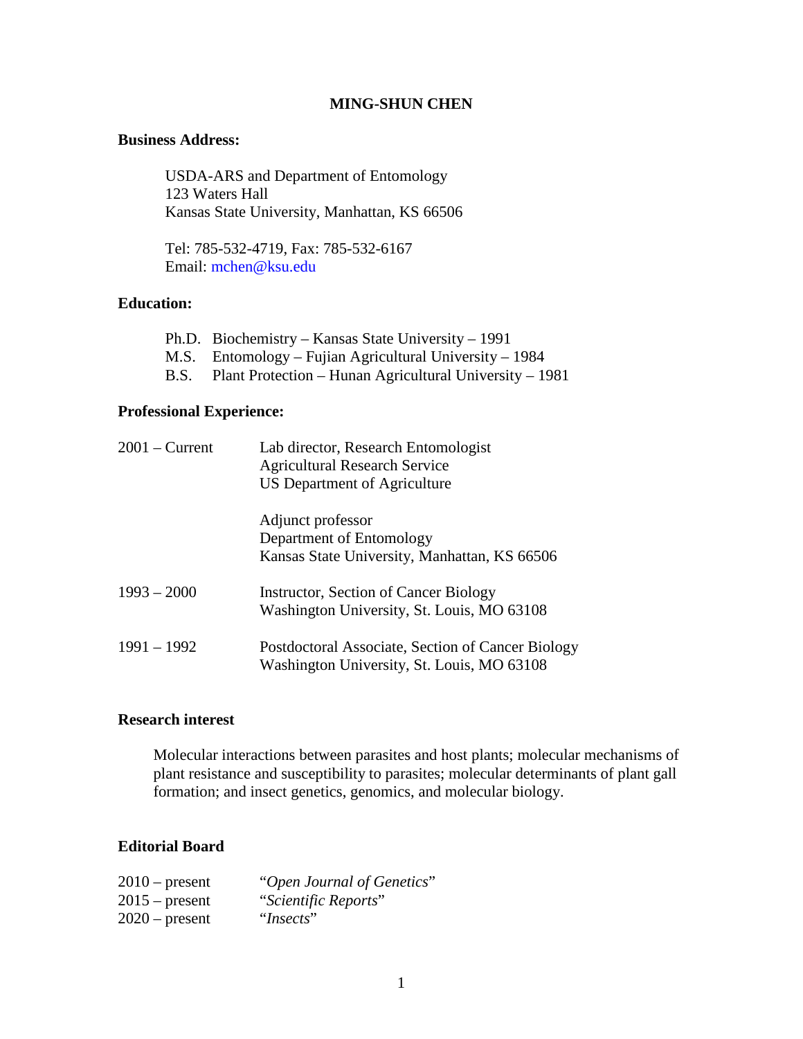# MING-SHUN CHEN

**Business Address:**

USDA-ARS and Department of Entomology
123 Waters Hall
Kansas State University, Manhattan, KS 66506

Tel: 785-532-4719, Fax: 785-532-6167
Email: mchen@ksu.edu

**Education:**

Ph.D. Biochemistry – Kansas State University – 1991
M.S. Entomology – Fujian Agricultural University – 1984
B.S. Plant Protection – Hunan Agricultural University – 1981

**Professional Experience:**

| | |
|---|---|
| 2001 – Current | Lab director, Research Entomologist<br>Agricultural Research Service<br>US Department of Agriculture |
| | Adjunct professor<br>Department of Entomology<br>Kansas State University, Manhattan, KS 66506 |
| 1993 – 2000 | Instructor, Section of Cancer Biology<br>Washington University, St. Louis, MO 63108 |
| 1991 – 1992 | Postdoctoral Associate, Section of Cancer Biology<br>Washington University, St. Louis, MO 63108 |

**Research interest**

Molecular interactions between parasites and host plants; molecular mechanisms of plant resistance and susceptibility to parasites; molecular determinants of plant gall formation; and insect genetics, genomics, and molecular biology.

**Editorial Board**

| | |
|---|---|
| 2010 – present | "*Open Journal of Genetics*" |
| 2015 – present | "*Scientific Reports*" |
| 2020 – present | "*Insects*" |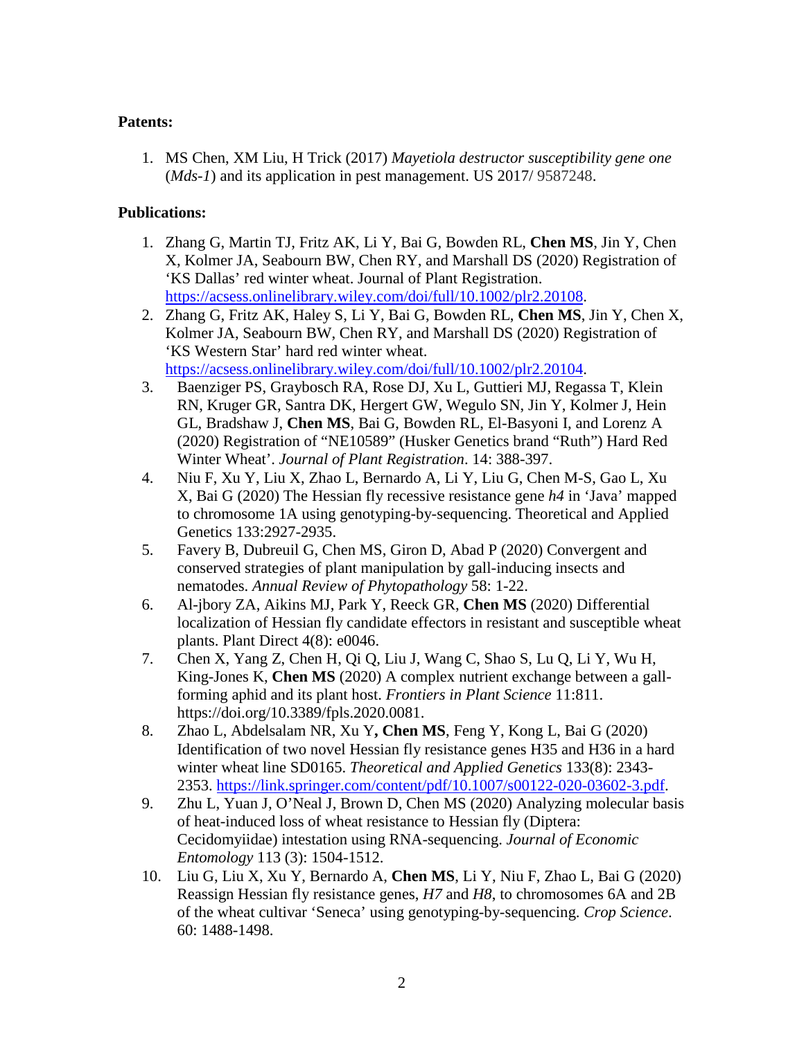**Patents:**

1. MS Chen, XM Liu, H Trick (2017) *Mayetiola destructor susceptibility gene one* (*Mds-1*) and its application in pest management. US 2017/ 9587248.

**Publications:**

1. Zhang G, Martin TJ, Fritz AK, Li Y, Bai G, Bowden RL, **Chen MS**, Jin Y, Chen X, Kolmer JA, Seabourn BW, Chen RY, and Marshall DS (2020) Registration of 'KS Dallas' red winter wheat. Journal of Plant Registration. [https://acsess.onlinelibrary.wiley.com/doi/full/10.1002/plr2.20108](https://acsess.onlinelibrary.wiley.com/doi/full/10.1002/plr2.20108).
2. Zhang G, Fritz AK, Haley S, Li Y, Bai G, Bowden RL, **Chen MS**, Jin Y, Chen X, Kolmer JA, Seabourn BW, Chen RY, and Marshall DS (2020) Registration of 'KS Western Star' hard red winter wheat. [https://acsess.onlinelibrary.wiley.com/doi/full/10.1002/plr2.20104](https://acsess.onlinelibrary.wiley.com/doi/full/10.1002/plr2.20104).
3. Baenziger PS, Graybosch RA, Rose DJ, Xu L, Guttieri MJ, Regassa T, Klein RN, Kruger GR, Santra DK, Hergert GW, Wegulo SN, Jin Y, Kolmer J, Hein GL, Bradshaw J, **Chen MS**, Bai G, Bowden RL, El-Basyoni I, and Lorenz A (2020) Registration of "NE10589" (Husker Genetics brand "Ruth") Hard Red Winter Wheat'. *Journal of Plant Registration*. 14: 388-397.
4. Niu F, Xu Y, Liu X, Zhao L, Bernardo A, Li Y, Liu G, Chen M-S, Gao L, Xu X, Bai G (2020) The Hessian fly recessive resistance gene *h4* in 'Java' mapped to chromosome 1A using genotyping-by-sequencing. Theoretical and Applied Genetics 133:2927-2935.
5. Favery B, Dubreuil G, Chen MS, Giron D, Abad P (2020) Convergent and conserved strategies of plant manipulation by gall-inducing insects and nematodes. *Annual Review of Phytopathology* 58: 1-22.
6. Al-jbory ZA, Aikins MJ, Park Y, Reeck GR, **Chen MS** (2020) Differential localization of Hessian fly candidate effectors in resistant and susceptible wheat plants. Plant Direct 4(8): e0046.
7. Chen X, Yang Z, Chen H, Qi Q, Liu J, Wang C, Shao S, Lu Q, Li Y, Wu H, King-Jones K, **Chen MS** (2020) A complex nutrient exchange between a gall-forming aphid and its plant host. *Frontiers in Plant Science* 11:811. https://doi.org/10.3389/fpls.2020.0081.
8. Zhao L, Abdelsalam NR, Xu Y**, Chen MS**, Feng Y, Kong L, Bai G (2020) Identification of two novel Hessian fly resistance genes H35 and H36 in a hard winter wheat line SD0165. *Theoretical and Applied Genetics* 133(8): 2343-2353. [https://link.springer.com/content/pdf/10.1007/s00122-020-03602-3.pdf](https://link.springer.com/content/pdf/10.1007/s00122-020-03602-3.pdf).
9. Zhu L, Yuan J, O'Neal J, Brown D, Chen MS (2020) Analyzing molecular basis of heat-induced loss of wheat resistance to Hessian fly (Diptera: Cecidomyiidae) intestation using RNA-sequencing. *Journal of Economic Entomology* 113 (3): 1504-1512.
10. Liu G, Liu X, Xu Y, Bernardo A, **Chen MS**, Li Y, Niu F, Zhao L, Bai G (2020) Reassign Hessian fly resistance genes, *H7* and *H8*, to chromosomes 6A and 2B of the wheat cultivar 'Seneca' using genotyping-by-sequencing. *Crop Science*. 60: 1488-1498.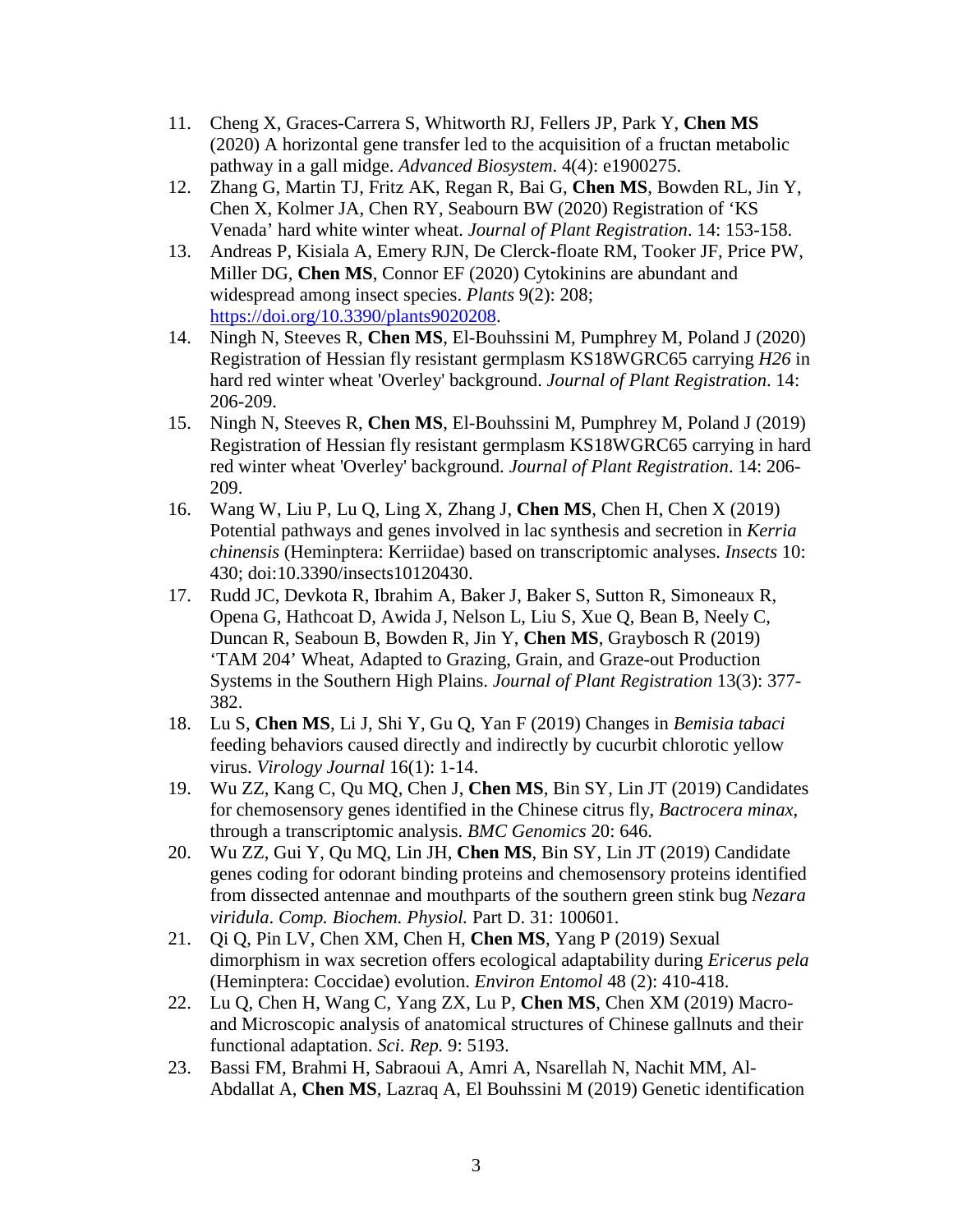11. Cheng X, Graces-Carrera S, Whitworth RJ, Fellers JP, Park Y, **Chen MS** (2020) A horizontal gene transfer led to the acquisition of a fructan metabolic pathway in a gall midge. *Advanced Biosystem*. 4(4): e1900275.
12. Zhang G, Martin TJ, Fritz AK, Regan R, Bai G, **Chen MS**, Bowden RL, Jin Y, Chen X, Kolmer JA, Chen RY, Seabourn BW (2020) Registration of 'KS Venada' hard white winter wheat. *Journal of Plant Registration*. 14: 153-158.
13. Andreas P, Kisiala A, Emery RJN, De Clerck-floate RM, Tooker JF, Price PW, Miller DG, **Chen MS**, Connor EF (2020) Cytokinins are abundant and widespread among insect species. *Plants* 9(2): 208; https://doi.org/10.3390/plants9020208.
14. Ningh N, Steeves R, **Chen MS**, El-Bouhssini M, Pumphrey M, Poland J (2020) Registration of Hessian fly resistant germplasm KS18WGRC65 carrying *H26* in hard red winter wheat 'Overley' background. *Journal of Plant Registration*. 14: 206-209.
15. Ningh N, Steeves R, **Chen MS**, El-Bouhssini M, Pumphrey M, Poland J (2019) Registration of Hessian fly resistant germplasm KS18WGRC65 carrying in hard red winter wheat 'Overley' background. *Journal of Plant Registration*. 14: 206-209.
16. Wang W, Liu P, Lu Q, Ling X, Zhang J, **Chen MS**, Chen H, Chen X (2019) Potential pathways and genes involved in lac synthesis and secretion in *Kerria chinensis* (Heminptera: Kerriidae) based on transcriptomic analyses. *Insects* 10: 430; doi:10.3390/insects10120430.
17. Rudd JC, Devkota R, Ibrahim A, Baker J, Baker S, Sutton R, Simoneaux R, Opena G, Hathcoat D, Awida J, Nelson L, Liu S, Xue Q, Bean B, Neely C, Duncan R, Seaboun B, Bowden R, Jin Y, **Chen MS**, Graybosch R (2019) 'TAM 204' Wheat, Adapted to Grazing, Grain, and Graze-out Production Systems in the Southern High Plains. *Journal of Plant Registration* 13(3): 377-382.
18. Lu S, **Chen MS**, Li J, Shi Y, Gu Q, Yan F (2019) Changes in *Bemisia tabaci* feeding behaviors caused directly and indirectly by cucurbit chlorotic yellow virus. *Virology Journal* 16(1): 1-14.
19. Wu ZZ, Kang C, Qu MQ, Chen J, **Chen MS**, Bin SY, Lin JT (2019) Candidates for chemosensory genes identified in the Chinese citrus fly, *Bactrocera minax*, through a transcriptomic analysis. *BMC Genomics* 20: 646.
20. Wu ZZ, Gui Y, Qu MQ, Lin JH, **Chen MS**, Bin SY, Lin JT (2019) Candidate genes coding for odorant binding proteins and chemosensory proteins identified from dissected antennae and mouthparts of the southern green stink bug *Nezara viridula*. *Comp. Biochem. Physiol.* Part D. 31: 100601.
21. Qi Q, Pin LV, Chen XM, Chen H, **Chen MS**, Yang P (2019) Sexual dimorphism in wax secretion offers ecological adaptability during *Ericerus pela* (Heminptera: Coccidae) evolution. *Environ Entomol* 48 (2): 410-418.
22. Lu Q, Chen H, Wang C, Yang ZX, Lu P, **Chen MS**, Chen XM (2019) Macro- and Microscopic analysis of anatomical structures of Chinese gallnuts and their functional adaptation. *Sci. Rep.* 9: 5193.
23. Bassi FM, Brahmi H, Sabraoui A, Amri A, Nsarellah N, Nachit MM, Al-Abdallat A, **Chen MS**, Lazraq A, El Bouhssini M (2019) Genetic identification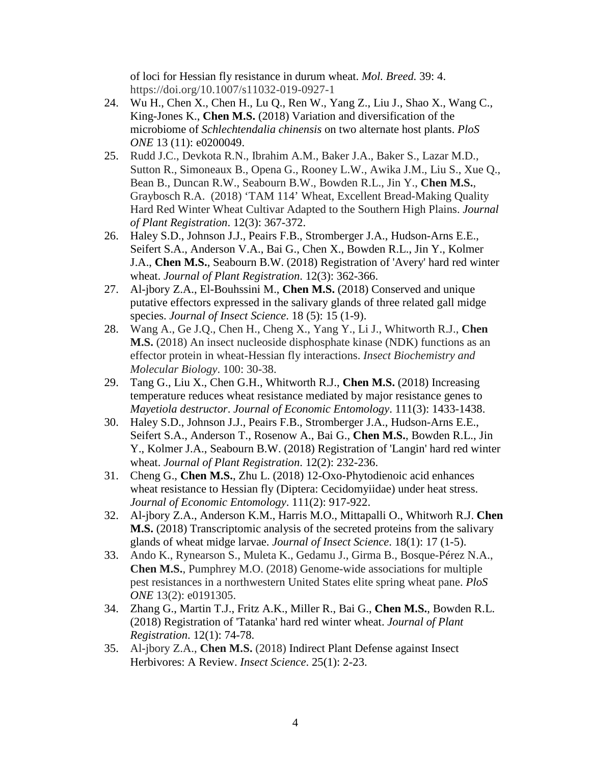of loci for Hessian fly resistance in durum wheat. *Mol. Breed.* 39: 4. https://doi.org/10.1007/s11032-019-0927-1

24. Wu H., Chen X., Chen H., Lu Q., Ren W., Yang Z., Liu J., Shao X., Wang C., King-Jones K., **Chen M.S.** (2018) Variation and diversification of the microbiome of *Schlechtendalia chinensis* on two alternate host plants. *PloS ONE* 13 (11): e0200049.
25. Rudd J.C., Devkota R.N., Ibrahim A.M., Baker J.A., Baker S., Lazar M.D., Sutton R., Simoneaux B., Opena G., Rooney L.W., Awika J.M., Liu S., Xue Q., Bean B., Duncan R.W., Seabourn B.W., Bowden R.L., Jin Y., **Chen M.S.**, Graybosch R.A. (2018) 'TAM 114' Wheat, Excellent Bread-Making Quality Hard Red Winter Wheat Cultivar Adapted to the Southern High Plains. *Journal of Plant Registration*. 12(3): 367-372.
26. Haley S.D., Johnson J.J., Peairs F.B., Stromberger J.A., Hudson-Arns E.E., Seifert S.A., Anderson V.A., Bai G., Chen X., Bowden R.L., Jin Y., Kolmer J.A., **Chen M.S.**, Seabourn B.W. (2018) Registration of 'Avery' hard red winter wheat. *Journal of Plant Registration*. 12(3): 362-366.
27. Al-jbory Z.A., El-Bouhssini M., **Chen M.S.** (2018) Conserved and unique putative effectors expressed in the salivary glands of three related gall midge species. *Journal of Insect Science*. 18 (5): 15 (1-9).
28. Wang A., Ge J.Q., Chen H., Cheng X., Yang Y., Li J., Whitworth R.J., **Chen M.S.** (2018) An insect nucleoside disphosphate kinase (NDK) functions as an effector protein in wheat-Hessian fly interactions. *Insect Biochemistry and Molecular Biology*. 100: 30-38.
29. Tang G., Liu X., Chen G.H., Whitworth R.J., **Chen M.S.** (2018) Increasing temperature reduces wheat resistance mediated by major resistance genes to *Mayetiola destructor*. *Journal of Economic Entomology*. 111(3): 1433-1438.
30. Haley S.D., Johnson J.J., Peairs F.B., Stromberger J.A., Hudson-Arns E.E., Seifert S.A., Anderson T., Rosenow A., Bai G., **Chen M.S.**, Bowden R.L., Jin Y., Kolmer J.A., Seabourn B.W. (2018) Registration of 'Langin' hard red winter wheat. *Journal of Plant Registration*. 12(2): 232-236.
31. Cheng G., **Chen M.S.**, Zhu L. (2018) 12-Oxo-Phytodienoic acid enhances wheat resistance to Hessian fly (Diptera: Cecidomyiidae) under heat stress. *Journal of Economic Entomology*. 111(2): 917-922.
32. Al-jbory Z.A., Anderson K.M., Harris M.O., Mittapalli O., Whitworh R.J. **Chen M.S.** (2018) Transcriptomic analysis of the secreted proteins from the salivary glands of wheat midge larvae. *Journal of Insect Science*. 18(1): 17 (1-5).
33. Ando K., Rynearson S., Muleta K., Gedamu J., Girma B., Bosque-Pérez N.A., **Chen M.S.**, Pumphrey M.O. (2018) Genome-wide associations for multiple pest resistances in a northwestern United States elite spring wheat pane. *PloS ONE* 13(2): e0191305.
34. Zhang G., Martin T.J., Fritz A.K., Miller R., Bai G., **Chen M.S.**, Bowden R.L. (2018) Registration of 'Tatanka' hard red winter wheat. *Journal of Plant Registration*. 12(1): 74-78.
35. Al-jbory Z.A., **Chen M.S.** (2018) Indirect Plant Defense against Insect Herbivores: A Review. *Insect Science*. 25(1): 2-23.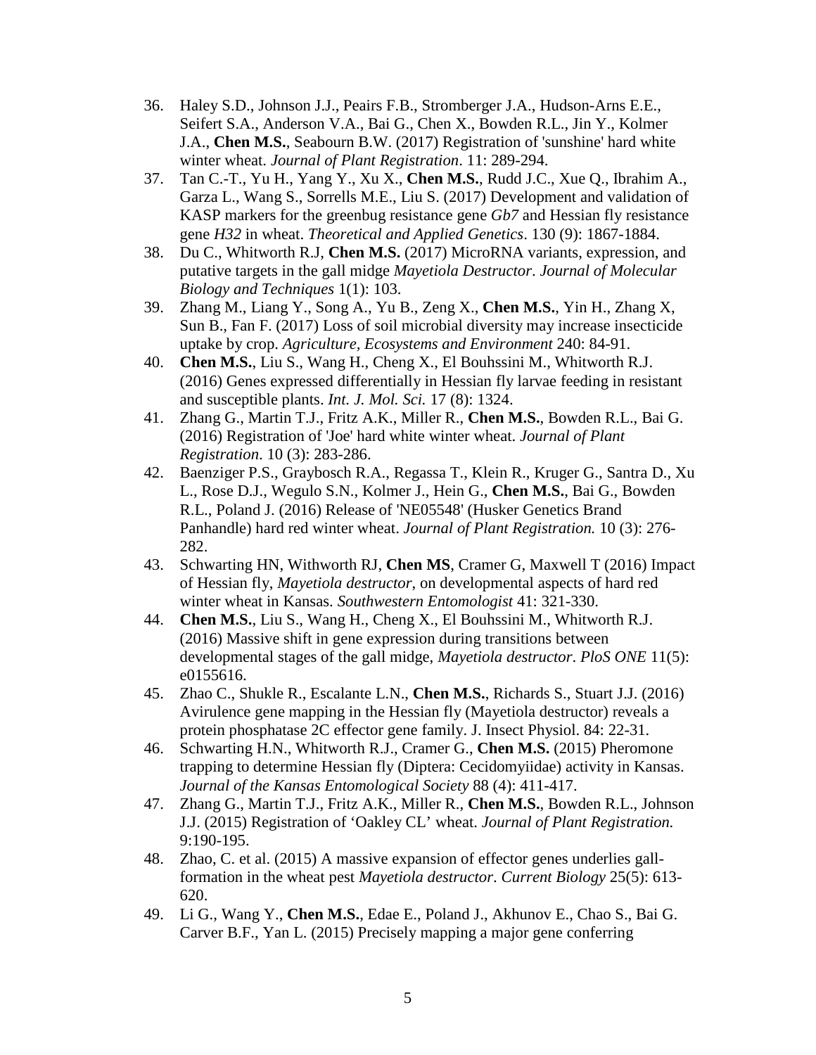36. Haley S.D., Johnson J.J., Peairs F.B., Stromberger J.A., Hudson-Arns E.E., Seifert S.A., Anderson V.A., Bai G., Chen X., Bowden R.L., Jin Y., Kolmer J.A., **Chen M.S.**, Seabourn B.W. (2017) Registration of 'sunshine' hard white winter wheat. *Journal of Plant Registration*. 11: 289-294.
37. Tan C.-T., Yu H., Yang Y., Xu X., **Chen M.S.**, Rudd J.C., Xue Q., Ibrahim A., Garza L., Wang S., Sorrells M.E., Liu S. (2017) Development and validation of KASP markers for the greenbug resistance gene *Gb7* and Hessian fly resistance gene *H32* in wheat. *Theoretical and Applied Genetics*. 130 (9): 1867-1884.
38. Du C., Whitworth R.J, **Chen M.S.** (2017) MicroRNA variants, expression, and putative targets in the gall midge *Mayetiola Destructor*. *Journal of Molecular Biology and Techniques* 1(1): 103.
39. Zhang M., Liang Y., Song A., Yu B., Zeng X., **Chen M.S.**, Yin H., Zhang X, Sun B., Fan F. (2017) Loss of soil microbial diversity may increase insecticide uptake by crop. *Agriculture, Ecosystems and Environment* 240: 84-91.
40. **Chen M.S.**, Liu S., Wang H., Cheng X., El Bouhssini M., Whitworth R.J. (2016) Genes expressed differentially in Hessian fly larvae feeding in resistant and susceptible plants. *Int. J. Mol. Sci.* 17 (8): 1324.
41. Zhang G., Martin T.J., Fritz A.K., Miller R., **Chen M.S.**, Bowden R.L., Bai G. (2016) Registration of 'Joe' hard white winter wheat. *Journal of Plant Registration*. 10 (3): 283-286.
42. Baenziger P.S., Graybosch R.A., Regassa T., Klein R., Kruger G., Santra D., Xu L., Rose D.J., Wegulo S.N., Kolmer J., Hein G., **Chen M.S.**, Bai G., Bowden R.L., Poland J. (2016) Release of 'NE05548' (Husker Genetics Brand Panhandle) hard red winter wheat. *Journal of Plant Registration.* 10 (3): 276-282.
43. Schwarting HN, Withworth RJ, **Chen MS**, Cramer G, Maxwell T (2016) Impact of Hessian fly, *Mayetiola destructor*, on developmental aspects of hard red winter wheat in Kansas. *Southwestern Entomologist* 41: 321-330.
44. **Chen M.S.**, Liu S., Wang H., Cheng X., El Bouhssini M., Whitworth R.J. (2016) Massive shift in gene expression during transitions between developmental stages of the gall midge, *Mayetiola destructor*. *PloS ONE* 11(5): e0155616.
45. Zhao C., Shukle R., Escalante L.N., **Chen M.S.**, Richards S., Stuart J.J. (2016) Avirulence gene mapping in the Hessian fly (Mayetiola destructor) reveals a protein phosphatase 2C effector gene family. J. Insect Physiol. 84: 22-31.
46. Schwarting H.N., Whitworth R.J., Cramer G., **Chen M.S.** (2015) Pheromone trapping to determine Hessian fly (Diptera: Cecidomyiidae) activity in Kansas. *Journal of the Kansas Entomological Society* 88 (4): 411-417.
47. Zhang G., Martin T.J., Fritz A.K., Miller R., **Chen M.S.**, Bowden R.L., Johnson J.J. (2015) Registration of 'Oakley CL' wheat. *Journal of Plant Registration.* 9:190-195.
48. Zhao, C. et al. (2015) A massive expansion of effector genes underlies gall-formation in the wheat pest *Mayetiola destructor*. *Current Biology* 25(5): 613-620.
49. Li G., Wang Y., **Chen M.S.**, Edae E., Poland J., Akhunov E., Chao S., Bai G. Carver B.F., Yan L. (2015) Precisely mapping a major gene conferring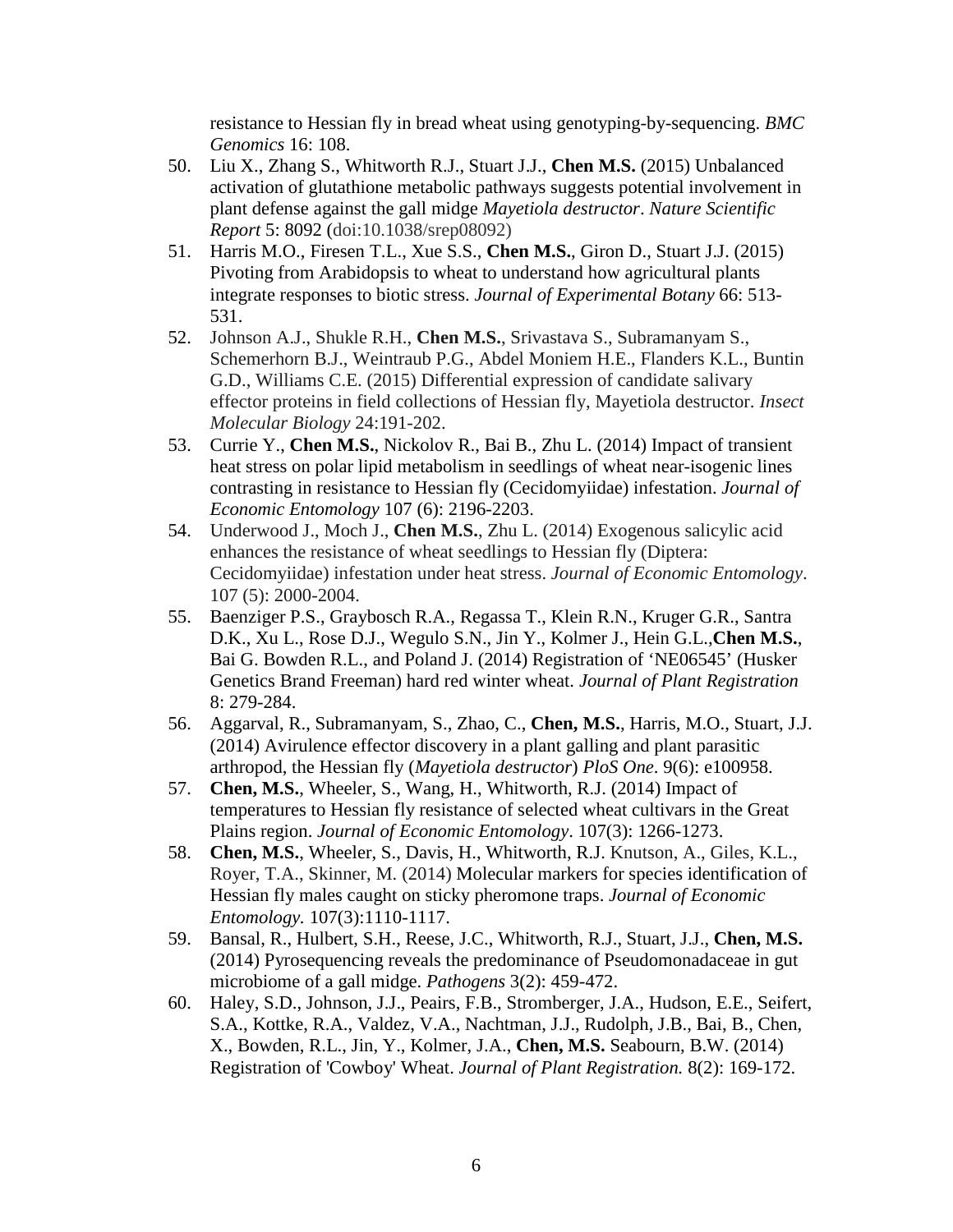resistance to Hessian fly in bread wheat using genotyping-by-sequencing. *BMC Genomics* 16: 108.

50. Liu X., Zhang S., Whitworth R.J., Stuart J.J., **Chen M.S.** (2015) Unbalanced activation of glutathione metabolic pathways suggests potential involvement in plant defense against the gall midge *Mayetiola destructor*. *Nature Scientific Report* 5: 8092 (doi:10.1038/srep08092)
51. Harris M.O., Firesen T.L., Xue S.S., **Chen M.S.**, Giron D., Stuart J.J. (2015) Pivoting from Arabidopsis to wheat to understand how agricultural plants integrate responses to biotic stress. *Journal of Experimental Botany* 66: 513-531.
52. Johnson A.J., Shukle R.H., **Chen M.S.**, Srivastava S., Subramanyam S., Schemerhorn B.J., Weintraub P.G., Abdel Moniem H.E., Flanders K.L., Buntin G.D., Williams C.E. (2015) Differential expression of candidate salivary effector proteins in field collections of Hessian fly, Mayetiola destructor. *Insect Molecular Biology* 24:191-202.
53. Currie Y., **Chen M.S.**, Nickolov R., Bai B., Zhu L. (2014) Impact of transient heat stress on polar lipid metabolism in seedlings of wheat near-isogenic lines contrasting in resistance to Hessian fly (Cecidomyiidae) infestation. *Journal of Economic Entomology* 107 (6): 2196-2203.
54. Underwood J., Moch J., **Chen M.S.**, Zhu L. (2014) Exogenous salicylic acid enhances the resistance of wheat seedlings to Hessian fly (Diptera: Cecidomyiidae) infestation under heat stress. *Journal of Economic Entomology*. 107 (5): 2000-2004.
55. Baenziger P.S., Graybosch R.A., Regassa T., Klein R.N., Kruger G.R., Santra D.K., Xu L., Rose D.J., Wegulo S.N., Jin Y., Kolmer J., Hein G.L.,**Chen M.S.**, Bai G. Bowden R.L., and Poland J. (2014) Registration of 'NE06545' (Husker Genetics Brand Freeman) hard red winter wheat. *Journal of Plant Registration* 8: 279-284.
56. Aggarval, R., Subramanyam, S., Zhao, C., **Chen, M.S.**, Harris, M.O., Stuart, J.J. (2014) Avirulence effector discovery in a plant galling and plant parasitic arthropod, the Hessian fly (*Mayetiola destructor*) *PloS One*. 9(6): e100958.
57. **Chen, M.S.**, Wheeler, S., Wang, H., Whitworth, R.J. (2014) Impact of temperatures to Hessian fly resistance of selected wheat cultivars in the Great Plains region. *Journal of Economic Entomology*. 107(3): 1266-1273.
58. **Chen, M.S.**, Wheeler, S., Davis, H., Whitworth, R.J. Knutson, A., Giles, K.L., Royer, T.A., Skinner, M. (2014) Molecular markers for species identification of Hessian fly males caught on sticky pheromone traps. *Journal of Economic Entomology.* 107(3):1110-1117.
59. Bansal, R., Hulbert, S.H., Reese, J.C., Whitworth, R.J., Stuart, J.J., **Chen, M.S.** (2014) Pyrosequencing reveals the predominance of Pseudomonadaceae in gut microbiome of a gall midge. *Pathogens* 3(2): 459-472.
60. Haley, S.D., Johnson, J.J., Peairs, F.B., Stromberger, J.A., Hudson, E.E., Seifert, S.A., Kottke, R.A., Valdez, V.A., Nachtman, J.J., Rudolph, J.B., Bai, B., Chen, X., Bowden, R.L., Jin, Y., Kolmer, J.A., **Chen, M.S.** Seabourn, B.W. (2014) Registration of 'Cowboy' Wheat. *Journal of Plant Registration.* 8(2): 169-172.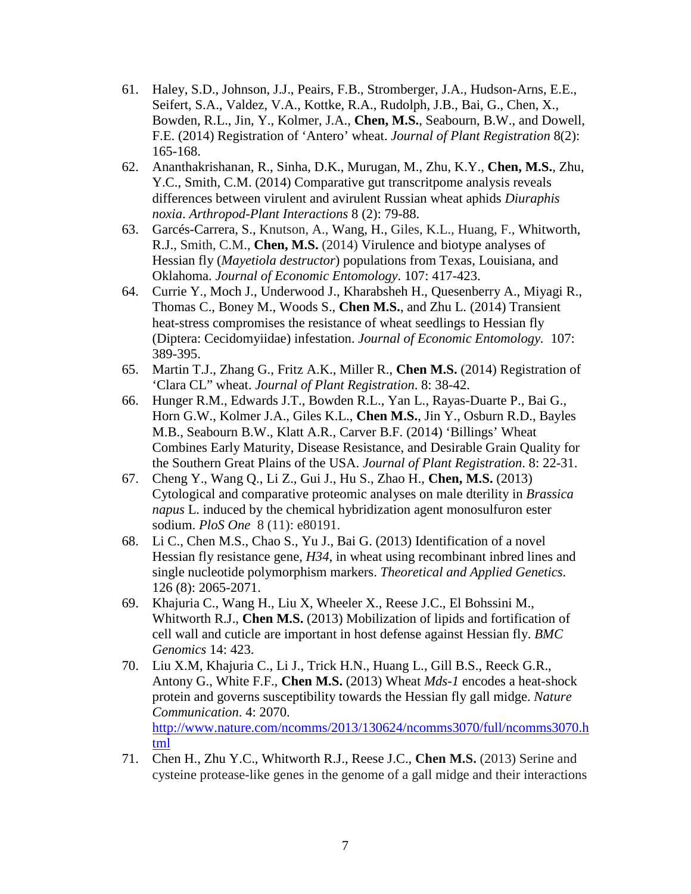61. Haley, S.D., Johnson, J.J., Peairs, F.B., Stromberger, J.A., Hudson-Arns, E.E., Seifert, S.A., Valdez, V.A., Kottke, R.A., Rudolph, J.B., Bai, G., Chen, X., Bowden, R.L., Jin, Y., Kolmer, J.A., **Chen, M.S.**, Seabourn, B.W., and Dowell, F.E. (2014) Registration of 'Antero' wheat. *Journal of Plant Registration* 8(2): 165-168.
62. Ananthakrishanan, R., Sinha, D.K., Murugan, M., Zhu, K.Y., **Chen, M.S.**, Zhu, Y.C., Smith, C.M. (2014) Comparative gut transcritpome analysis reveals differences between virulent and avirulent Russian wheat aphids *Diuraphis noxia*. *Arthropod-Plant Interactions* 8 (2): 79-88.
63. Garcés-Carrera, S., Knutson, A., Wang, H., Giles, K.L., Huang, F., Whitworth, R.J., Smith, C.M., **Chen, M.S.** (2014) Virulence and biotype analyses of Hessian fly (*Mayetiola destructor*) populations from Texas, Louisiana, and Oklahoma. *Journal of Economic Entomology*. 107: 417-423.
64. Currie Y., Moch J., Underwood J., Kharabsheh H., Quesenberry A., Miyagi R., Thomas C., Boney M., Woods S., **Chen M.S.**, and Zhu L. (2014) Transient heat-stress compromises the resistance of wheat seedlings to Hessian fly (Diptera: Cecidomyiidae) infestation. *Journal of Economic Entomology*. 107: 389-395.
65. Martin T.J., Zhang G., Fritz A.K., Miller R., **Chen M.S.** (2014) Registration of 'Clara CL" wheat. *Journal of Plant Registration*. 8: 38-42.
66. Hunger R.M., Edwards J.T., Bowden R.L., Yan L., Rayas-Duarte P., Bai G., Horn G.W., Kolmer J.A., Giles K.L., **Chen M.S.**, Jin Y., Osburn R.D., Bayles M.B., Seabourn B.W., Klatt A.R., Carver B.F. (2014) 'Billings' Wheat Combines Early Maturity, Disease Resistance, and Desirable Grain Quality for the Southern Great Plains of the USA. *Journal of Plant Registration*. 8: 22-31.
67. Cheng Y., Wang Q., Li Z., Gui J., Hu S., Zhao H., **Chen, M.S.** (2013) Cytological and comparative proteomic analyses on male dterility in *Brassica napus* L. induced by the chemical hybridization agent monosulfuron ester sodium. *PloS One* 8 (11): e80191.
68. Li C., Chen M.S., Chao S., Yu J., Bai G. (2013) Identification of a novel Hessian fly resistance gene, *H34*, in wheat using recombinant inbred lines and single nucleotide polymorphism markers. *Theoretical and Applied Genetics*. 126 (8): 2065-2071.
69. Khajuria C., Wang H., Liu X, Wheeler X., Reese J.C., El Bohssini M., Whitworth R.J., **Chen M.S.** (2013) Mobilization of lipids and fortification of cell wall and cuticle are important in host defense against Hessian fly. *BMC Genomics* 14: 423.
70. Liu X.M, Khajuria C., Li J., Trick H.N., Huang L., Gill B.S., Reeck G.R., Antony G., White F.F., **Chen M.S.** (2013) Wheat *Mds-1* encodes a heat-shock protein and governs susceptibility towards the Hessian fly gall midge. *Nature Communication*. 4: 2070. http://www.nature.com/ncomms/2013/130624/ncomms3070/full/ncomms3070.html
71. Chen H., Zhu Y.C., Whitworth R.J., Reese J.C., **Chen M.S.** (2013) Serine and cysteine protease-like genes in the genome of a gall midge and their interactions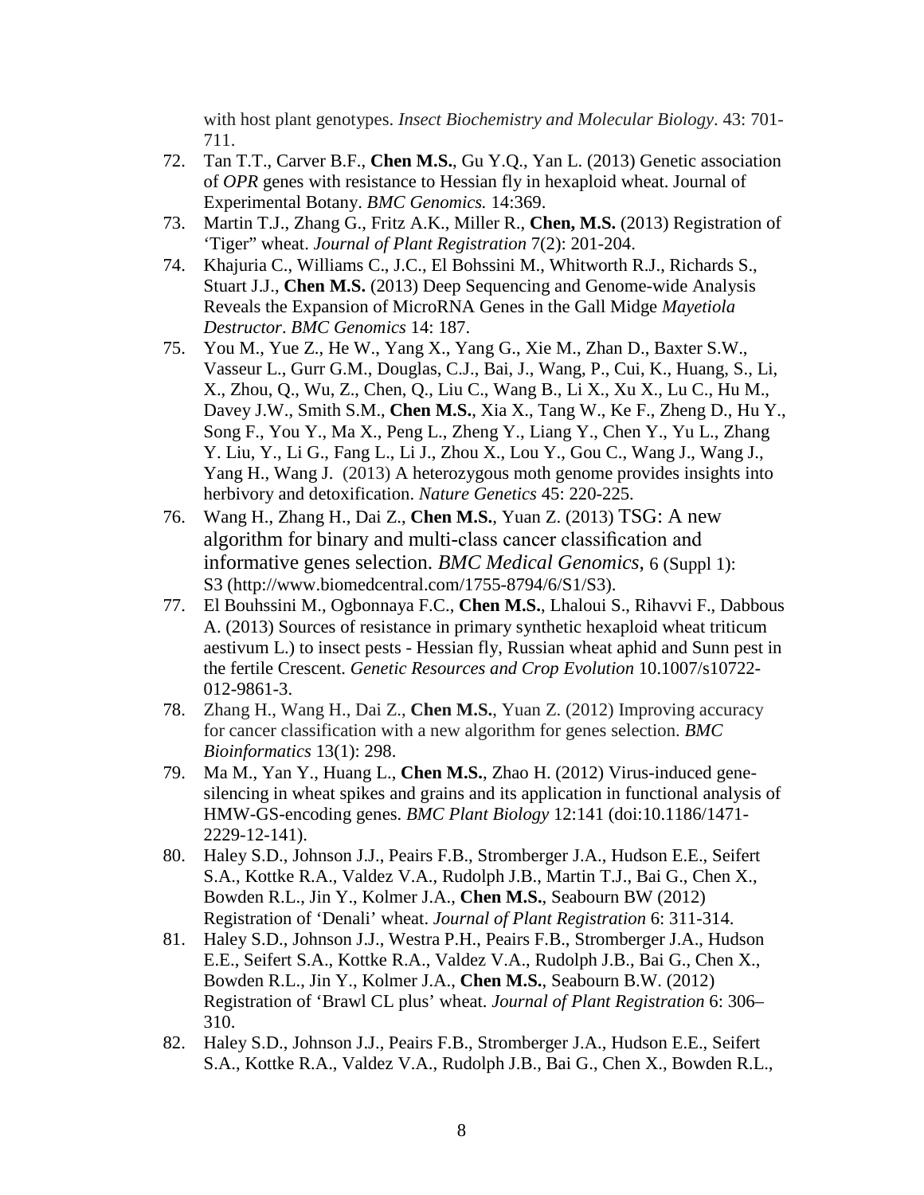with host plant genotypes. *Insect Biochemistry and Molecular Biology*. 43: 701-711.

72. Tan T.T., Carver B.F., **Chen M.S.**, Gu Y.Q., Yan L. (2013) Genetic association of *OPR* genes with resistance to Hessian fly in hexaploid wheat. Journal of Experimental Botany. *BMC Genomics.* 14:369.
73. Martin T.J., Zhang G., Fritz A.K., Miller R., **Chen, M.S.** (2013) Registration of 'Tiger" wheat. *Journal of Plant Registration* 7(2): 201-204.
74. Khajuria C., Williams C., J.C., El Bohssini M., Whitworth R.J., Richards S., Stuart J.J., **Chen M.S.** (2013) Deep Sequencing and Genome-wide Analysis Reveals the Expansion of MicroRNA Genes in the Gall Midge *Mayetiola Destructor*. *BMC Genomics* 14: 187.
75. You M., Yue Z., He W., Yang X., Yang G., Xie M., Zhan D., Baxter S.W., Vasseur L., Gurr G.M., Douglas, C.J., Bai, J., Wang, P., Cui, K., Huang, S., Li, X., Zhou, Q., Wu, Z., Chen, Q., Liu C., Wang B., Li X., Xu X., Lu C., Hu M., Davey J.W., Smith S.M., **Chen M.S.**, Xia X., Tang W., Ke F., Zheng D., Hu Y., Song F., You Y., Ma X., Peng L., Zheng Y., Liang Y., Chen Y., Yu L., Zhang Y. Liu, Y., Li G., Fang L., Li J., Zhou X., Lou Y., Gou C., Wang J., Wang J., Yang H., Wang J. (2013) A heterozygous moth genome provides insights into herbivory and detoxification. *Nature Genetics* 45: 220-225.
76. Wang H., Zhang H., Dai Z., **Chen M.S.**, Yuan Z. (2013) TSG: A new algorithm for binary and multi-class cancer classification and informative genes selection. *BMC Medical Genomics,* 6 (Suppl 1): S3 (http://www.biomedcentral.com/1755-8794/6/S1/S3).
77. El Bouhssini M., Ogbonnaya F.C., **Chen M.S.**, Lhaloui S., Rihavvi F., Dabbous A. (2013) Sources of resistance in primary synthetic hexaploid wheat triticum aestivum L.) to insect pests - Hessian fly, Russian wheat aphid and Sunn pest in the fertile Crescent. *Genetic Resources and Crop Evolution* 10.1007/s10722-012-9861-3.
78. Zhang H., Wang H., Dai Z., **Chen M.S.**, Yuan Z. (2012) Improving accuracy for cancer classification with a new algorithm for genes selection. *BMC Bioinformatics* 13(1): 298.
79. Ma M., Yan Y., Huang L., **Chen M.S.**, Zhao H. (2012) Virus-induced gene-silencing in wheat spikes and grains and its application in functional analysis of HMW-GS-encoding genes. *BMC Plant Biology* 12:141 (doi:10.1186/1471-2229-12-141).
80. Haley S.D., Johnson J.J., Peairs F.B., Stromberger J.A., Hudson E.E., Seifert S.A., Kottke R.A., Valdez V.A., Rudolph J.B., Martin T.J., Bai G., Chen X., Bowden R.L., Jin Y., Kolmer J.A., **Chen M.S.**, Seabourn BW (2012) Registration of 'Denali' wheat. *Journal of Plant Registration* 6: 311-314.
81. Haley S.D., Johnson J.J., Westra P.H., Peairs F.B., Stromberger J.A., Hudson E.E., Seifert S.A., Kottke R.A., Valdez V.A., Rudolph J.B., Bai G., Chen X., Bowden R.L., Jin Y., Kolmer J.A., **Chen M.S.**, Seabourn B.W. (2012) Registration of 'Brawl CL plus' wheat. *Journal of Plant Registration* 6: 306–310.
82. Haley S.D., Johnson J.J., Peairs F.B., Stromberger J.A., Hudson E.E., Seifert S.A., Kottke R.A., Valdez V.A., Rudolph J.B., Bai G., Chen X., Bowden R.L.,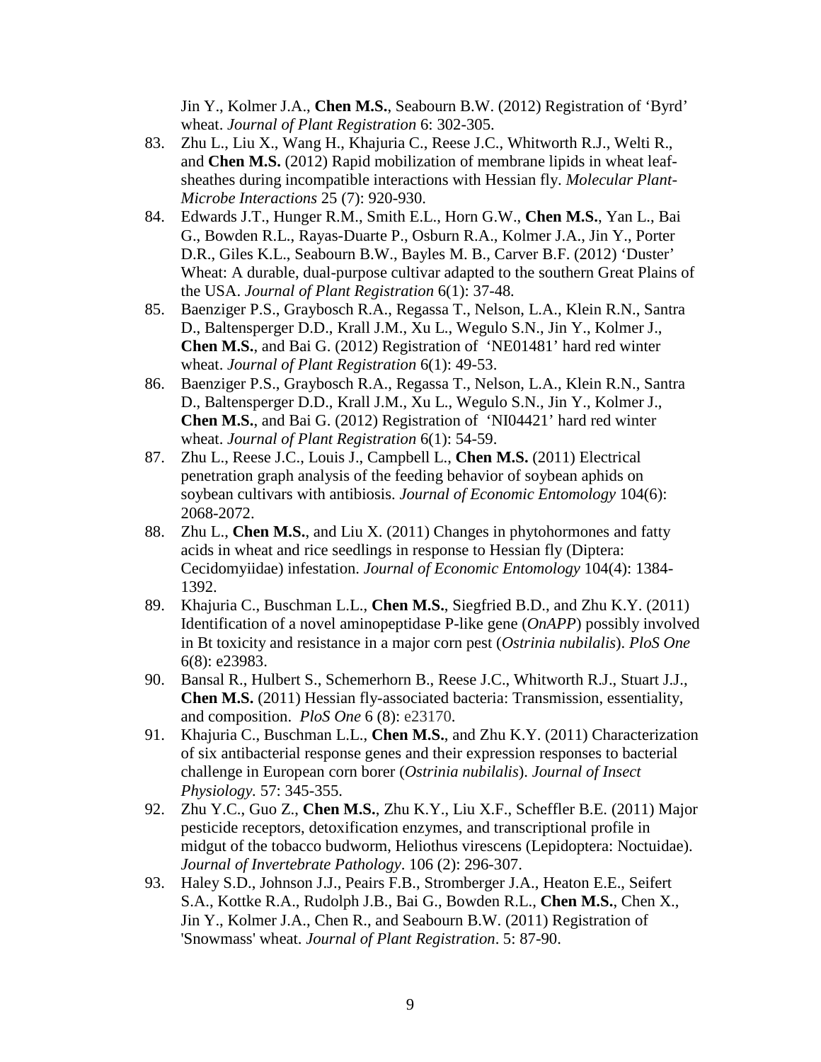Jin Y., Kolmer J.A., **Chen M.S.**, Seabourn B.W. (2012) Registration of 'Byrd' wheat. *Journal of Plant Registration* 6: 302-305.

83. Zhu L., Liu X., Wang H., Khajuria C., Reese J.C., Whitworth R.J., Welti R., and **Chen M.S.** (2012) Rapid mobilization of membrane lipids in wheat leaf-sheathes during incompatible interactions with Hessian fly. *Molecular Plant-Microbe Interactions* 25 (7): 920-930.
84. Edwards J.T., Hunger R.M., Smith E.L., Horn G.W., **Chen M.S.**, Yan L., Bai G., Bowden R.L., Rayas-Duarte P., Osburn R.A., Kolmer J.A., Jin Y., Porter D.R., Giles K.L., Seabourn B.W., Bayles M. B., Carver B.F. (2012) 'Duster' Wheat: A durable, dual-purpose cultivar adapted to the southern Great Plains of the USA. *Journal of Plant Registration* 6(1): 37-48.
85. Baenziger P.S., Graybosch R.A., Regassa T., Nelson, L.A., Klein R.N., Santra D., Baltensperger D.D., Krall J.M., Xu L., Wegulo S.N., Jin Y., Kolmer J., **Chen M.S.**, and Bai G. (2012) Registration of 'NE01481' hard red winter wheat. *Journal of Plant Registration* 6(1): 49-53.
86. Baenziger P.S., Graybosch R.A., Regassa T., Nelson, L.A., Klein R.N., Santra D., Baltensperger D.D., Krall J.M., Xu L., Wegulo S.N., Jin Y., Kolmer J., **Chen M.S.**, and Bai G. (2012) Registration of 'NI04421' hard red winter wheat. *Journal of Plant Registration* 6(1): 54-59.
87. Zhu L., Reese J.C., Louis J., Campbell L., **Chen M.S.** (2011) Electrical penetration graph analysis of the feeding behavior of soybean aphids on soybean cultivars with antibiosis. *Journal of Economic Entomology* 104(6): 2068-2072.
88. Zhu L., **Chen M.S.**, and Liu X. (2011) Changes in phytohormones and fatty acids in wheat and rice seedlings in response to Hessian fly (Diptera: Cecidomyiidae) infestation. *Journal of Economic Entomology* 104(4): 1384-1392.
89. Khajuria C., Buschman L.L., **Chen M.S.**, Siegfried B.D., and Zhu K.Y. (2011) Identification of a novel aminopeptidase P-like gene (*OnAPP*) possibly involved in Bt toxicity and resistance in a major corn pest (*Ostrinia nubilalis*). *PloS One* 6(8): e23983.
90. Bansal R., Hulbert S., Schemerhorn B., Reese J.C., Whitworth R.J., Stuart J.J., **Chen M.S.** (2011) Hessian fly-associated bacteria: Transmission, essentiality, and composition. *PloS One* 6 (8): e23170.
91. Khajuria C., Buschman L.L., **Chen M.S.**, and Zhu K.Y. (2011) Characterization of six antibacterial response genes and their expression responses to bacterial challenge in European corn borer (*Ostrinia nubilalis*). *Journal of Insect Physiology.* 57: 345-355.
92. Zhu Y.C., Guo Z., **Chen M.S.**, Zhu K.Y., Liu X.F., Scheffler B.E. (2011) Major pesticide receptors, detoxification enzymes, and transcriptional profile in midgut of the tobacco budworm, Heliothus virescens (Lepidoptera: Noctuidae). *Journal of Invertebrate Pathology*. 106 (2): 296-307.
93. Haley S.D., Johnson J.J., Peairs F.B., Stromberger J.A., Heaton E.E., Seifert S.A., Kottke R.A., Rudolph J.B., Bai G., Bowden R.L., **Chen M.S.**, Chen X., Jin Y., Kolmer J.A., Chen R., and Seabourn B.W. (2011) Registration of 'Snowmass' wheat. *Journal of Plant Registration*. 5: 87-90.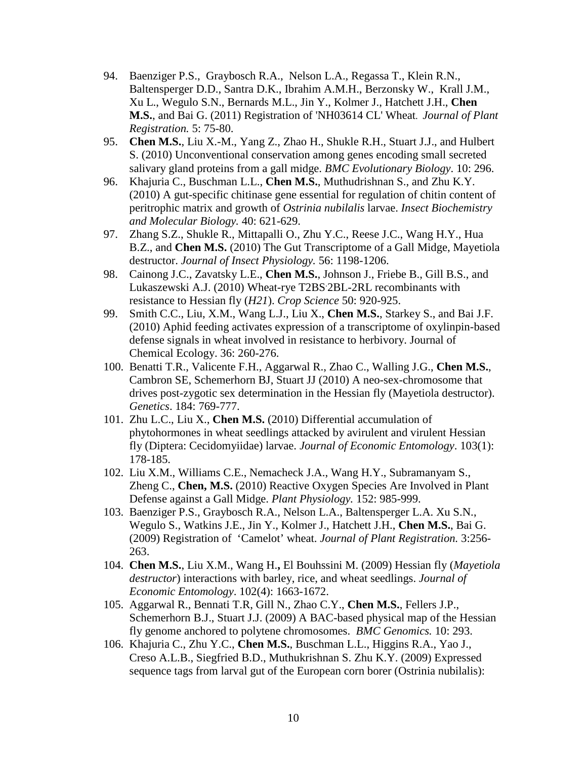94. Baenziger P.S., Graybosch R.A., Nelson L.A., Regassa T., Klein R.N., Baltensperger D.D., Santra D.K., Ibrahim A.M.H., Berzonsky W., Krall J.M., Xu L., Wegulo S.N., Bernards M.L., Jin Y., Kolmer J., Hatchett J.H., **Chen M.S.**, and Bai G. (2011) Registration of 'NH03614 CL' Wheat. *Journal of Plant Registration.* 5: 75-80.
95. **Chen M.S.**, Liu X.-M., Yang Z., Zhao H., Shukle R.H., Stuart J.J., and Hulbert S. (2010) Unconventional conservation among genes encoding small secreted salivary gland proteins from a gall midge. *BMC Evolutionary Biology*. 10: 296.
96. Khajuria C., Buschman L.L., **Chen M.S.**, Muthudrishnan S., and Zhu K.Y. (2010) A gut-specific chitinase gene essential for regulation of chitin content of peritrophic matrix and growth of *Ostrinia nubilalis* larvae. *Insect Biochemistry and Molecular Biology.* 40: 621-629.
97. Zhang S.Z., Shukle R., Mittapalli O., Zhu Y.C., Reese J.C., Wang H.Y., Hua B.Z., and **Chen M.S.** (2010) The Gut Transcriptome of a Gall Midge, Mayetiola destructor. *Journal of Insect Physiology.* 56: 1198-1206.
98. Cainong J.C., Zavatsky L.E., **Chen M.S.**, Johnson J., Friebe B., Gill B.S., and Lukaszewski A.J. (2010) Wheat-rye T2BS·2BL-2RL recombinants with resistance to Hessian fly (*H21*). *Crop Science* 50: 920-925.
99. Smith C.C., Liu, X.M., Wang L.J., Liu X., **Chen M.S.**, Starkey S., and Bai J.F. (2010) Aphid feeding activates expression of a transcriptome of oxylinpin-based defense signals in wheat involved in resistance to herbivory. Journal of Chemical Ecology. 36: 260-276.
100. Benatti T.R., Valicente F.H., Aggarwal R., Zhao C., Walling J.G., **Chen M.S.**, Cambron SE, Schemerhorn BJ, Stuart JJ (2010) A neo-sex-chromosome that drives post-zygotic sex determination in the Hessian fly (Mayetiola destructor). *Genetics*. 184: 769-777.
101. Zhu L.C., Liu X., **Chen M.S.** (2010) Differential accumulation of phytohormones in wheat seedlings attacked by avirulent and virulent Hessian fly (Diptera: Cecidomyiidae) larvae. *Journal of Economic Entomology*. 103(1): 178-185.
102. Liu X.M., Williams C.E., Nemacheck J.A., Wang H.Y., Subramanyam S., Zheng C., **Chen, M.S.** (2010) Reactive Oxygen Species Are Involved in Plant Defense against a Gall Midge. *Plant Physiology.* 152: 985-999.
103. Baenziger P.S., Graybosch R.A., Nelson L.A., Baltensperger L.A. Xu S.N., Wegulo S., Watkins J.E., Jin Y., Kolmer J., Hatchett J.H., **Chen M.S.**, Bai G. (2009) Registration of 'Camelot' wheat. *Journal of Plant Registration.* 3:256-263.
104. **Chen M.S.**, Liu X.M., Wang H.**,** El Bouhssini M. (2009) Hessian fly (*Mayetiola destructor*) interactions with barley, rice, and wheat seedlings. *Journal of Economic Entomology*. 102(4): 1663-1672.
105. Aggarwal R., Bennati T.R, Gill N., Zhao C.Y., **Chen M.S.**, Fellers J.P., Schemerhorn B.J., Stuart J.J. (2009) A BAC-based physical map of the Hessian fly genome anchored to polytene chromosomes. *BMC Genomics.* 10: 293.
106. Khajuria C., Zhu Y.C., **Chen M.S.**, Buschman L.L., Higgins R.A., Yao J., Creso A.L.B., Siegfried B.D., Muthukrishnan S. Zhu K.Y. (2009) Expressed sequence tags from larval gut of the European corn borer (Ostrinia nubilalis):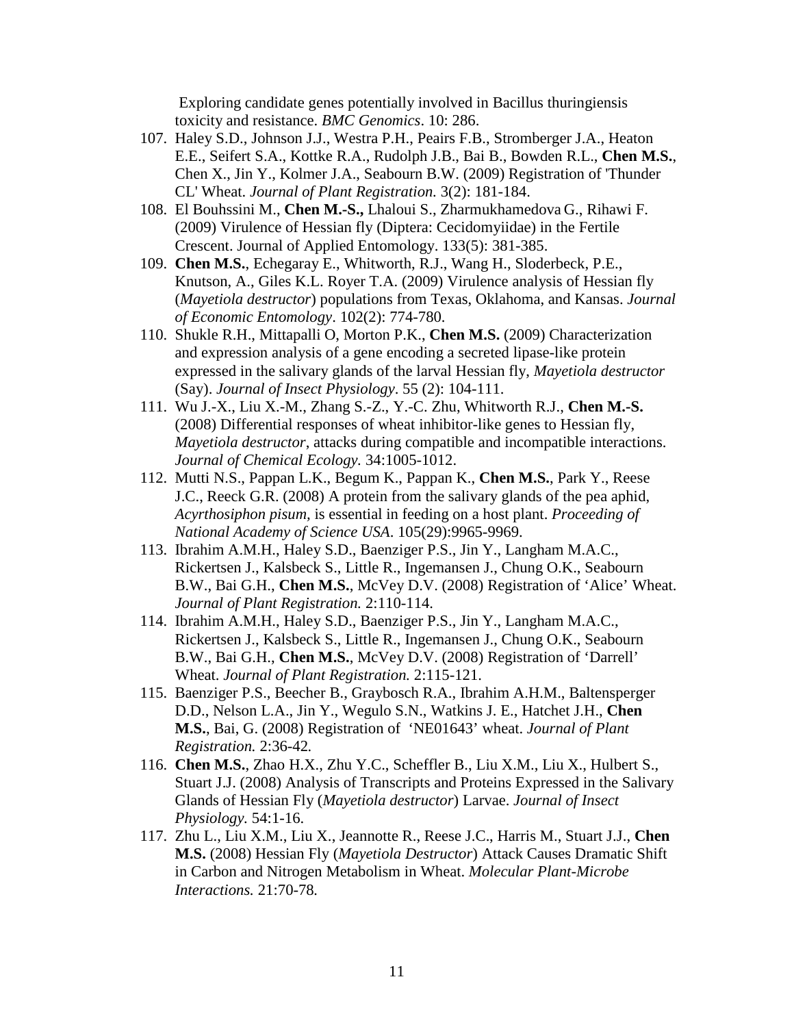Exploring candidate genes potentially involved in Bacillus thuringiensis toxicity and resistance. *BMC Genomics*. 10: 286.

107. Haley S.D., Johnson J.J., Westra P.H., Peairs F.B., Stromberger J.A., Heaton E.E., Seifert S.A., Kottke R.A., Rudolph J.B., Bai B., Bowden R.L., **Chen M.S.**, Chen X., Jin Y., Kolmer J.A., Seabourn B.W. (2009) Registration of 'Thunder CL' Wheat. *Journal of Plant Registration.* 3(2): 181-184.
108. El Bouhssini M., **Chen M.-S.,** Lhaloui S., Zharmukhamedova G., Rihawi F. (2009) Virulence of Hessian fly (Diptera: Cecidomyiidae) in the Fertile Crescent. Journal of Applied Entomology. 133(5): 381-385.
109. **Chen M.S.**, Echegaray E., Whitworth, R.J., Wang H., Sloderbeck, P.E., Knutson, A., Giles K.L. Royer T.A. (2009) Virulence analysis of Hessian fly (*Mayetiola destructor*) populations from Texas, Oklahoma, and Kansas. *Journal of Economic Entomology*. 102(2): 774-780.
110. Shukle R.H., Mittapalli O, Morton P.K., **Chen M.S.** (2009) Characterization and expression analysis of a gene encoding a secreted lipase-like protein expressed in the salivary glands of the larval Hessian fly, *Mayetiola destructor* (Say). *Journal of Insect Physiology*. 55 (2): 104-111.
111. Wu J.-X., Liu X.-M., Zhang S.-Z., Y.-C. Zhu, Whitworth R.J., **Chen M.-S.** (2008) Differential responses of wheat inhibitor-like genes to Hessian fly, *Mayetiola destructor*, attacks during compatible and incompatible interactions. *Journal of Chemical Ecology.* 34:1005-1012.
112. Mutti N.S., Pappan L.K., Begum K., Pappan K., **Chen M.S.**, Park Y., Reese J.C., Reeck G.R. (2008) A protein from the salivary glands of the pea aphid, *Acyrthosiphon pisum*, is essential in feeding on a host plant. *Proceeding of National Academy of Science USA*. 105(29):9965-9969.
113. Ibrahim A.M.H., Haley S.D., Baenziger P.S., Jin Y., Langham M.A.C., Rickertsen J., Kalsbeck S., Little R., Ingemansen J., Chung O.K., Seabourn B.W., Bai G.H., **Chen M.S.**, McVey D.V. (2008) Registration of 'Alice' Wheat. *Journal of Plant Registration.* 2:110-114.
114. Ibrahim A.M.H., Haley S.D., Baenziger P.S., Jin Y., Langham M.A.C., Rickertsen J., Kalsbeck S., Little R., Ingemansen J., Chung O.K., Seabourn B.W., Bai G.H., **Chen M.S.**, McVey D.V. (2008) Registration of 'Darrell' Wheat. *Journal of Plant Registration.* 2:115-121.
115. Baenziger P.S., Beecher B., Graybosch R.A., Ibrahim A.H.M., Baltensperger D.D., Nelson L.A., Jin Y., Wegulo S.N., Watkins J. E., Hatchet J.H., **Chen M.S.**, Bai, G. (2008) Registration of 'NE01643' wheat. *Journal of Plant Registration.* 2:36-42.
116. **Chen M.S.**, Zhao H.X., Zhu Y.C., Scheffler B., Liu X.M., Liu X., Hulbert S., Stuart J.J. (2008) Analysis of Transcripts and Proteins Expressed in the Salivary Glands of Hessian Fly (*Mayetiola destructor*) Larvae. *Journal of Insect Physiology.* 54:1-16.
117. Zhu L., Liu X.M., Liu X., Jeannotte R., Reese J.C., Harris M., Stuart J.J., **Chen M.S.** (2008) Hessian Fly (*Mayetiola Destructor*) Attack Causes Dramatic Shift in Carbon and Nitrogen Metabolism in Wheat. *Molecular Plant-Microbe Interactions.* 21:70-78.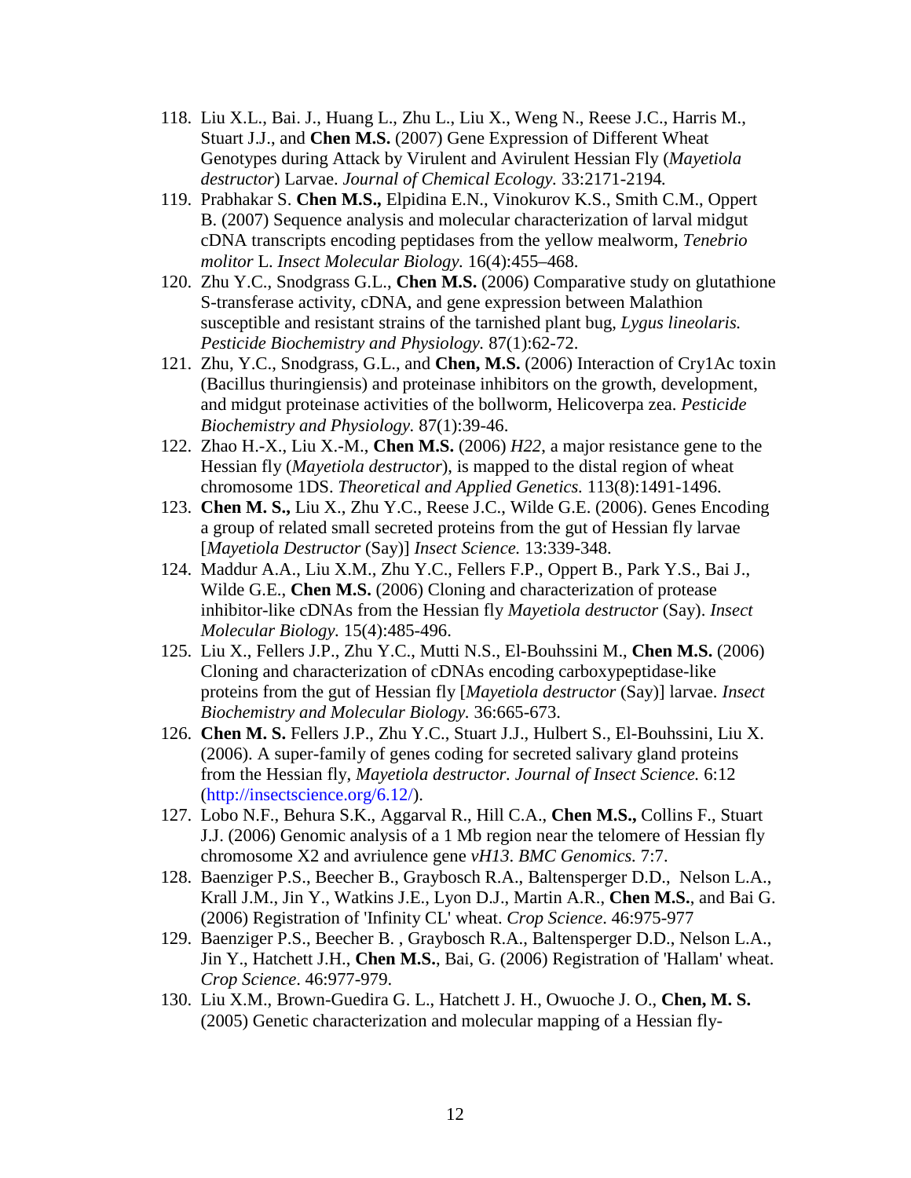118. Liu X.L., Bai. J., Huang L., Zhu L., Liu X., Weng N., Reese J.C., Harris M., Stuart J.J., and **Chen M.S.** (2007) Gene Expression of Different Wheat Genotypes during Attack by Virulent and Avirulent Hessian Fly (*Mayetiola destructor*) Larvae. *Journal of Chemical Ecology.* 33:2171-2194*.*
119. Prabhakar S. **Chen M.S.,** Elpidina E.N., Vinokurov K.S., Smith C.M., Oppert B. (2007) Sequence analysis and molecular characterization of larval midgut cDNA transcripts encoding peptidases from the yellow mealworm, *Tenebrio molitor* L. *Insect Molecular Biology.* 16(4):455–468.
120. Zhu Y.C., Snodgrass G.L., **Chen M.S.** (2006) Comparative study on glutathione S-transferase activity, cDNA, and gene expression between Malathion susceptible and resistant strains of the tarnished plant bug, *Lygus lineolaris. Pesticide Biochemistry and Physiology.* 87(1):62-72.
121. Zhu, Y.C., Snodgrass, G.L., and **Chen, M.S.** (2006) Interaction of Cry1Ac toxin (Bacillus thuringiensis) and proteinase inhibitors on the growth, development, and midgut proteinase activities of the bollworm, Helicoverpa zea. *Pesticide Biochemistry and Physiology.* 87(1):39-46.
122. Zhao H.-X., Liu X.-M., **Chen M.S.** (2006) *H22*, a major resistance gene to the Hessian fly (*Mayetiola destructor*), is mapped to the distal region of wheat chromosome 1DS. *Theoretical and Applied Genetics.* 113(8):1491-1496.
123. **Chen M. S.,** Liu X., Zhu Y.C., Reese J.C., Wilde G.E. (2006). Genes Encoding a group of related small secreted proteins from the gut of Hessian fly larvae [*Mayetiola Destructor* (Say)] *Insect Science.* 13:339-348.
124. Maddur A.A., Liu X.M., Zhu Y.C., Fellers F.P., Oppert B., Park Y.S., Bai J., Wilde G.E., **Chen M.S.** (2006) Cloning and characterization of protease inhibitor-like cDNAs from the Hessian fly *Mayetiola destructor* (Say). *Insect Molecular Biology.* 15(4):485-496.
125. Liu X., Fellers J.P., Zhu Y.C., Mutti N.S., El-Bouhssini M., **Chen M.S.** (2006) Cloning and characterization of cDNAs encoding carboxypeptidase-like proteins from the gut of Hessian fly [*Mayetiola destructor* (Say)] larvae. *Insect Biochemistry and Molecular Biology.* 36:665-673.
126. **Chen M. S.** Fellers J.P., Zhu Y.C., Stuart J.J., Hulbert S., El-Bouhssini, Liu X. (2006). A super-family of genes coding for secreted salivary gland proteins from the Hessian fly, *Mayetiola destructor. Journal of Insect Science.* 6:12 (http://insectscience.org/6.12/).
127. Lobo N.F., Behura S.K., Aggarval R., Hill C.A., **Chen M.S.,** Collins F., Stuart J.J. (2006) Genomic analysis of a 1 Mb region near the telomere of Hessian fly chromosome X2 and avriulence gene *vH13*. *BMC Genomics.* 7:7.
128. Baenziger P.S., Beecher B., Graybosch R.A., Baltensperger D.D., Nelson L.A., Krall J.M., Jin Y., Watkins J.E., Lyon D.J., Martin A.R., **Chen M.S.**, and Bai G. (2006) Registration of 'Infinity CL' wheat. *Crop Science.* 46:975-977
129. Baenziger P.S., Beecher B. , Graybosch R.A., Baltensperger D.D., Nelson L.A., Jin Y., Hatchett J.H., **Chen M.S.**, Bai, G. (2006) Registration of 'Hallam' wheat. *Crop Science*. 46:977-979.
130. Liu X.M., Brown-Guedira G. L., Hatchett J. H., Owuoche J. O., **Chen, M. S.** (2005) Genetic characterization and molecular mapping of a Hessian fly-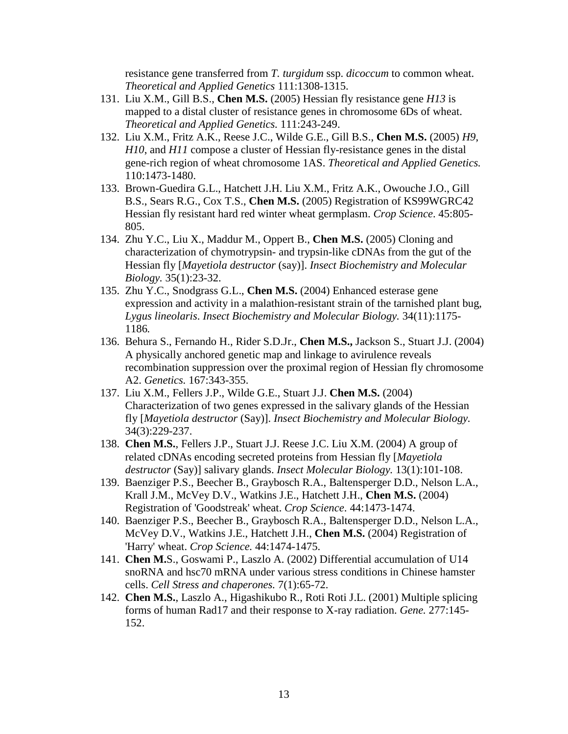resistance gene transferred from *T. turgidum* ssp. *dicoccum* to common wheat. *Theoretical and Applied Genetics* 111:1308-1315.

131. Liu X.M., Gill B.S., **Chen M.S.** (2005) Hessian fly resistance gene *H13* is mapped to a distal cluster of resistance genes in chromosome 6Ds of wheat. *Theoretical and Applied Genetics.* 111:243-249.
132. Liu X.M., Fritz A.K., Reese J.C., Wilde G.E., Gill B.S., **Chen M.S.** (2005) *H9*, *H10*, and *H11* compose a cluster of Hessian fly-resistance genes in the distal gene-rich region of wheat chromosome 1AS. *Theoretical and Applied Genetics.* 110:1473-1480.
133. Brown-Guedira G.L., Hatchett J.H. Liu X.M., Fritz A.K., Owouche J.O., Gill B.S., Sears R.G., Cox T.S., **Chen M.S.** (2005) Registration of KS99WGRC42 Hessian fly resistant hard red winter wheat germplasm. *Crop Science*. 45:805-805.
134. Zhu Y.C., Liu X., Maddur M., Oppert B., **Chen M.S.** (2005) Cloning and characterization of chymotrypsin- and trypsin-like cDNAs from the gut of the Hessian fly [*Mayetiola destructor* (say)]. *Insect Biochemistry and Molecular Biology.* 35(1):23-32.
135. Zhu Y.C., Snodgrass G.L., **Chen M.S.** (2004) Enhanced esterase gene expression and activity in a malathion-resistant strain of the tarnished plant bug, *Lygus lineolaris*. *Insect Biochemistry and Molecular Biology.* 34(11):1175-1186*.*
136. Behura S., Fernando H., Rider S.D.Jr., **Chen M.S.,** Jackson S., Stuart J.J. (2004) A physically anchored genetic map and linkage to avirulence reveals recombination suppression over the proximal region of Hessian fly chromosome A2. *Genetics.* 167:343-355.
137. Liu X.M., Fellers J.P., Wilde G.E., Stuart J.J. **Chen M.S.** (2004) Characterization of two genes expressed in the salivary glands of the Hessian fly [*Mayetiola destructor* (Say)]. *Insect Biochemistry and Molecular Biology.* 34(3):229-237.
138. **Chen M.S.**, Fellers J.P., Stuart J.J. Reese J.C. Liu X.M. (2004) A group of related cDNAs encoding secreted proteins from Hessian fly [*Mayetiola destructor* (Say)] salivary glands. *Insect Molecular Biology.* 13(1):101-108.
139. Baenziger P.S., Beecher B., Graybosch R.A., Baltensperger D.D., Nelson L.A., Krall J.M., McVey D.V., Watkins J.E., Hatchett J.H., **Chen M.S.** (2004) Registration of 'Goodstreak' wheat. *Crop Science*. 44:1473-1474.
140. Baenziger P.S., Beecher B., Graybosch R.A., Baltensperger D.D., Nelson L.A., McVey D.V., Watkins J.E., Hatchett J.H., **Chen M.S.** (2004) Registration of 'Harry' wheat. *Crop Science.* 44:1474-1475.
141. **Chen M.**S., Goswami P., Laszlo A. (2002) Differential accumulation of U14 snoRNA and hsc70 mRNA under various stress conditions in Chinese hamster cells. *Cell Stress and chaperones.* 7(1):65-72.
142. **Chen M.S.**, Laszlo A., Higashikubo R., Roti Roti J.L. (2001) Multiple splicing forms of human Rad17 and their response to X-ray radiation. *Gene.* 277:145-152.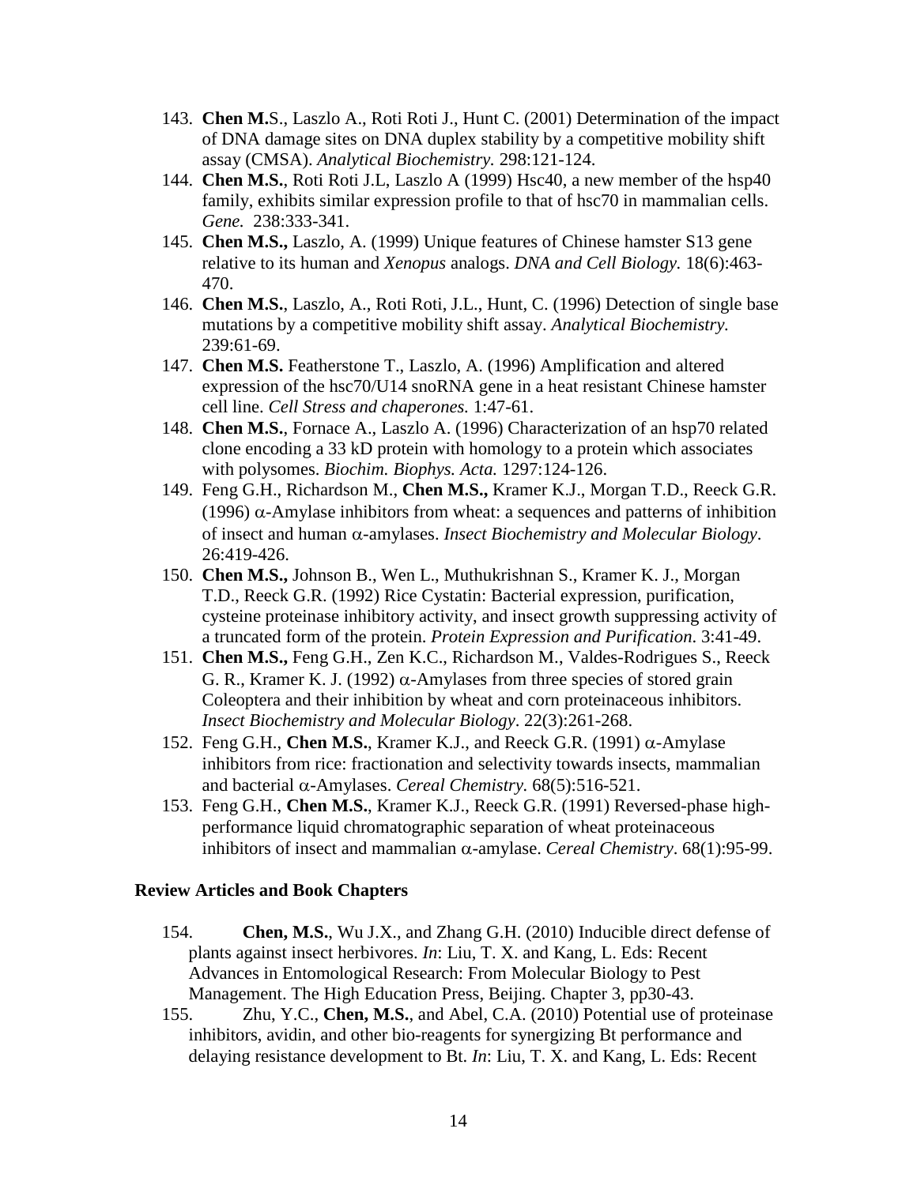143. **Chen M.**S., Laszlo A., Roti Roti J., Hunt C. (2001) Determination of the impact of DNA damage sites on DNA duplex stability by a competitive mobility shift assay (CMSA). *Analytical Biochemistry.* 298:121-124.
144. **Chen M.S.**, Roti Roti J.L, Laszlo A (1999) Hsc40, a new member of the hsp40 family, exhibits similar expression profile to that of hsc70 in mammalian cells. *Gene.* 238:333-341.
145. **Chen M.S.,** Laszlo, A. (1999) Unique features of Chinese hamster S13 gene relative to its human and *Xenopus* analogs. *DNA and Cell Biology.* 18(6):463-470.
146. **Chen M.S.**, Laszlo, A., Roti Roti, J.L., Hunt, C. (1996) Detection of single base mutations by a competitive mobility shift assay. *Analytical Biochemistry.* 239:61-69.
147. **Chen M.S.** Featherstone T., Laszlo, A. (1996) Amplification and altered expression of the hsc70/U14 snoRNA gene in a heat resistant Chinese hamster cell line. *Cell Stress and chaperones.* 1:47-61.
148. **Chen M.S.**, Fornace A., Laszlo A. (1996) Characterization of an hsp70 related clone encoding a 33 kD protein with homology to a protein which associates with polysomes. *Biochim. Biophys. Acta.* 1297:124-126.
149. Feng G.H., Richardson M., **Chen M.S.,** Kramer K.J., Morgan T.D., Reeck G.R. (1996) $\alpha$-Amylase inhibitors from wheat: a sequences and patterns of inhibition of insect and human $\alpha$-amylases. *Insect Biochemistry and Molecular Biology*. 26:419-426.
150. **Chen M.S.,** Johnson B., Wen L., Muthukrishnan S., Kramer K. J., Morgan T.D., Reeck G.R. (1992) Rice Cystatin: Bacterial expression, purification, cysteine proteinase inhibitory activity, and insect growth suppressing activity of a truncated form of the protein. *Protein Expression and Purification*. 3:41-49.
151. **Chen M.S.,** Feng G.H., Zen K.C., Richardson M., Valdes-Rodrigues S., Reeck G. R., Kramer K. J. (1992) $\alpha$-Amylases from three species of stored grain Coleoptera and their inhibition by wheat and corn proteinaceous inhibitors. *Insect Biochemistry and Molecular Biology*. 22(3):261-268.
152. Feng G.H., **Chen M.S.**, Kramer K.J., and Reeck G.R. (1991) $\alpha$-Amylase inhibitors from rice: fractionation and selectivity towards insects, mammalian and bacterial $\alpha$-Amylases. *Cereal Chemistry.* 68(5):516-521.
153. Feng G.H., **Chen M.S.**, Kramer K.J., Reeck G.R. (1991) Reversed-phase high-performance liquid chromatographic separation of wheat proteinaceous inhibitors of insect and mammalian $\alpha$-amylase. *Cereal Chemistry*. 68(1):95-99.

**Review Articles and Book Chapters**

154. **Chen, M.S.**, Wu J.X., and Zhang G.H. (2010) Inducible direct defense of plants against insect herbivores. *In*: Liu, T. X. and Kang, L. Eds: Recent Advances in Entomological Research: From Molecular Biology to Pest Management. The High Education Press, Beijing. Chapter 3, pp30-43.
155. Zhu, Y.C., **Chen, M.S.**, and Abel, C.A. (2010) Potential use of proteinase inhibitors, avidin, and other bio-reagents for synergizing Bt performance and delaying resistance development to Bt. *In*: Liu, T. X. and Kang, L. Eds: Recent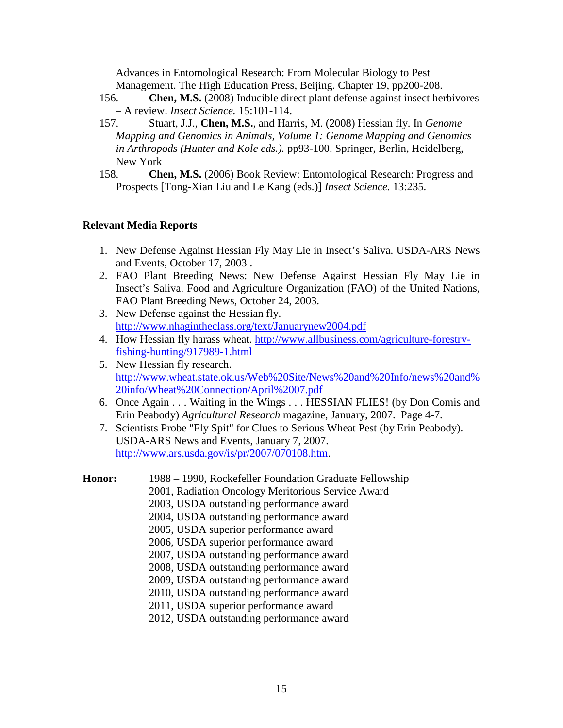Advances in Entomological Research: From Molecular Biology to Pest Management. The High Education Press, Beijing. Chapter 19, pp200-208.

156. **Chen, M.S.** (2008) Inducible direct plant defense against insect herbivores – A review. *Insect Science.* 15:101-114.

157. Stuart, J.J., **Chen, M.S.**, and Harris, M. (2008) Hessian fly. In *Genome Mapping and Genomics in Animals, Volume 1: Genome Mapping and Genomics in Arthropods (Hunter and Kole eds.).* pp93-100. Springer, Berlin, Heidelberg, New York

158. **Chen, M.S.** (2006) Book Review: Entomological Research: Progress and Prospects [Tong-Xian Liu and Le Kang (eds.)] *Insect Science.* 13:235.

**Relevant Media Reports**

1. New Defense Against Hessian Fly May Lie in Insect's Saliva. USDA-ARS News and Events, October 17, 2003 .
2. FAO Plant Breeding News: New Defense Against Hessian Fly May Lie in Insect's Saliva. Food and Agriculture Organization (FAO) of the United Nations, FAO Plant Breeding News, October 24, 2003.
3. New Defense against the Hessian fly. http://www.nhagintheclass.org/text/Januarynew2004.pdf
4. How Hessian fly harass wheat. http://www.allbusiness.com/agriculture-forestry-fishing-hunting/917989-1.html
5. New Hessian fly research. http://www.wheat.state.ok.us/Web%20Site/News%20and%20Info/news%20and%20info/Wheat%20Connection/April%2007.pdf
6. Once Again . . . Waiting in the Wings . . . HESSIAN FLIES! (by Don Comis and Erin Peabody) *Agricultural Research* magazine, January, 2007. Page 4-7.
7. Scientists Probe "Fly Spit" for Clues to Serious Wheat Pest (by Erin Peabody). USDA-ARS News and Events, January 7, 2007. http://www.ars.usda.gov/is/pr/2007/070108.htm.

**Honor:**
1988 – 1990, Rockefeller Foundation Graduate Fellowship
2001, Radiation Oncology Meritorious Service Award
2003, USDA outstanding performance award
2004, USDA outstanding performance award
2005, USDA superior performance award
2006, USDA superior performance award
2007, USDA outstanding performance award
2008, USDA outstanding performance award
2009, USDA outstanding performance award
2010, USDA outstanding performance award
2011, USDA superior performance award
2012, USDA outstanding performance award